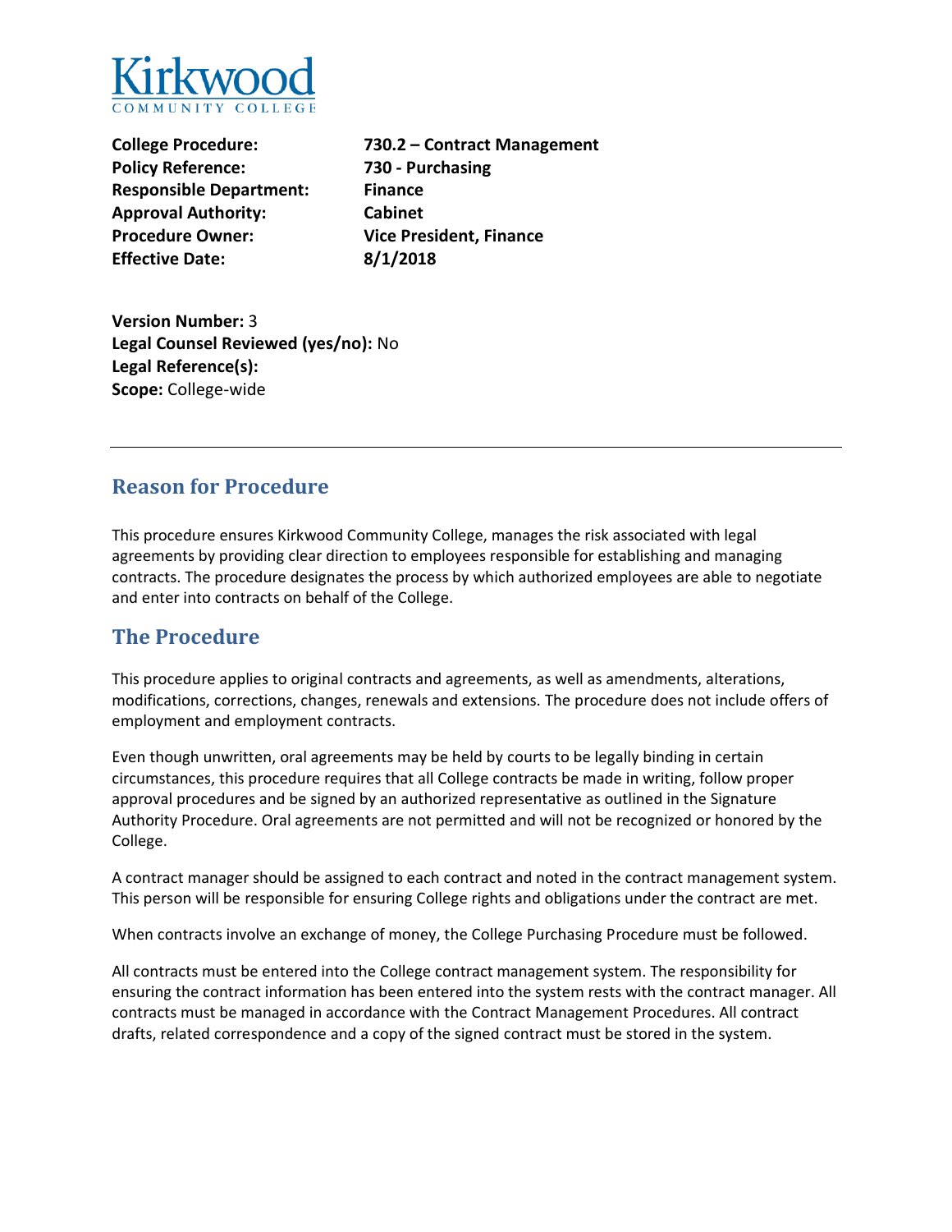Kirkwood
COMMUNITY COLLEGE

**College Procedure:** **730.2 – Contract Management**
**Policy Reference:** **730 - Purchasing**
**Responsible Department:** **Finance**
**Approval Authority:** **Cabinet**
**Procedure Owner:** **Vice President, Finance**
**Effective Date:** **8/1/2018**

**Version Number:** 3
**Legal Counsel Reviewed (yes/no):** No
**Legal Reference(s):**
**Scope:** College-wide

---

## Reason for Procedure

This procedure ensures Kirkwood Community College, manages the risk associated with legal agreements by providing clear direction to employees responsible for establishing and managing contracts. The procedure designates the process by which authorized employees are able to negotiate and enter into contracts on behalf of the College.

## The Procedure

This procedure applies to original contracts and agreements, as well as amendments, alterations, modifications, corrections, changes, renewals and extensions. The procedure does not include offers of employment and employment contracts.

Even though unwritten, oral agreements may be held by courts to be legally binding in certain circumstances, this procedure requires that all College contracts be made in writing, follow proper approval procedures and be signed by an authorized representative as outlined in the Signature Authority Procedure. Oral agreements are not permitted and will not be recognized or honored by the College.

A contract manager should be assigned to each contract and noted in the contract management system. This person will be responsible for ensuring College rights and obligations under the contract are met.

When contracts involve an exchange of money, the College Purchasing Procedure must be followed.

All contracts must be entered into the College contract management system. The responsibility for ensuring the contract information has been entered into the system rests with the contract manager. All contracts must be managed in accordance with the Contract Management Procedures. All contract drafts, related correspondence and a copy of the signed contract must be stored in the system.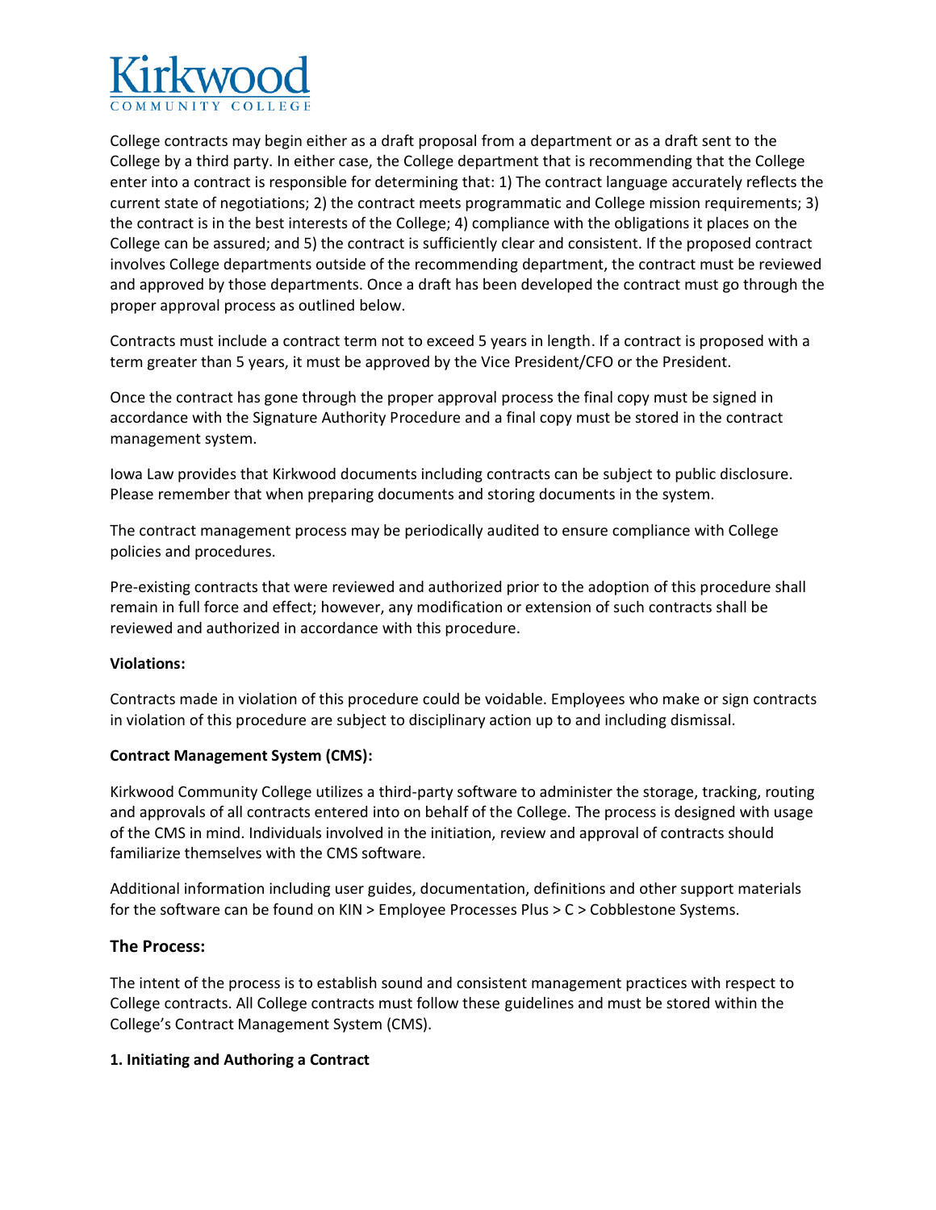College contracts may begin either as a draft proposal from a department or as a draft sent to the College by a third party. In either case, the College department that is recommending that the College enter into a contract is responsible for determining that: 1) The contract language accurately reflects the current state of negotiations; 2) the contract meets programmatic and College mission requirements; 3) the contract is in the best interests of the College; 4) compliance with the obligations it places on the College can be assured; and 5) the contract is sufficiently clear and consistent. If the proposed contract involves College departments outside of the recommending department, the contract must be reviewed and approved by those departments. Once a draft has been developed the contract must go through the proper approval process as outlined below.

Contracts must include a contract term not to exceed 5 years in length. If a contract is proposed with a term greater than 5 years, it must be approved by the Vice President/CFO or the President.

Once the contract has gone through the proper approval process the final copy must be signed in accordance with the Signature Authority Procedure and a final copy must be stored in the contract management system.

Iowa Law provides that Kirkwood documents including contracts can be subject to public disclosure. Please remember that when preparing documents and storing documents in the system.

The contract management process may be periodically audited to ensure compliance with College policies and procedures.

Pre-existing contracts that were reviewed and authorized prior to the adoption of this procedure shall remain in full force and effect; however, any modification or extension of such contracts shall be reviewed and authorized in accordance with this procedure.

**Violations:**

Contracts made in violation of this procedure could be voidable. Employees who make or sign contracts in violation of this procedure are subject to disciplinary action up to and including dismissal.

**Contract Management System (CMS):**

Kirkwood Community College utilizes a third-party software to administer the storage, tracking, routing and approvals of all contracts entered into on behalf of the College. The process is designed with usage of the CMS in mind. Individuals involved in the initiation, review and approval of contracts should familiarize themselves with the CMS software.

Additional information including user guides, documentation, definitions and other support materials for the software can be found on KIN > Employee Processes Plus > C > Cobblestone Systems.

## The Process:

The intent of the process is to establish sound and consistent management practices with respect to College contracts. All College contracts must follow these guidelines and must be stored within the College's Contract Management System (CMS).

**1. Initiating and Authoring a Contract**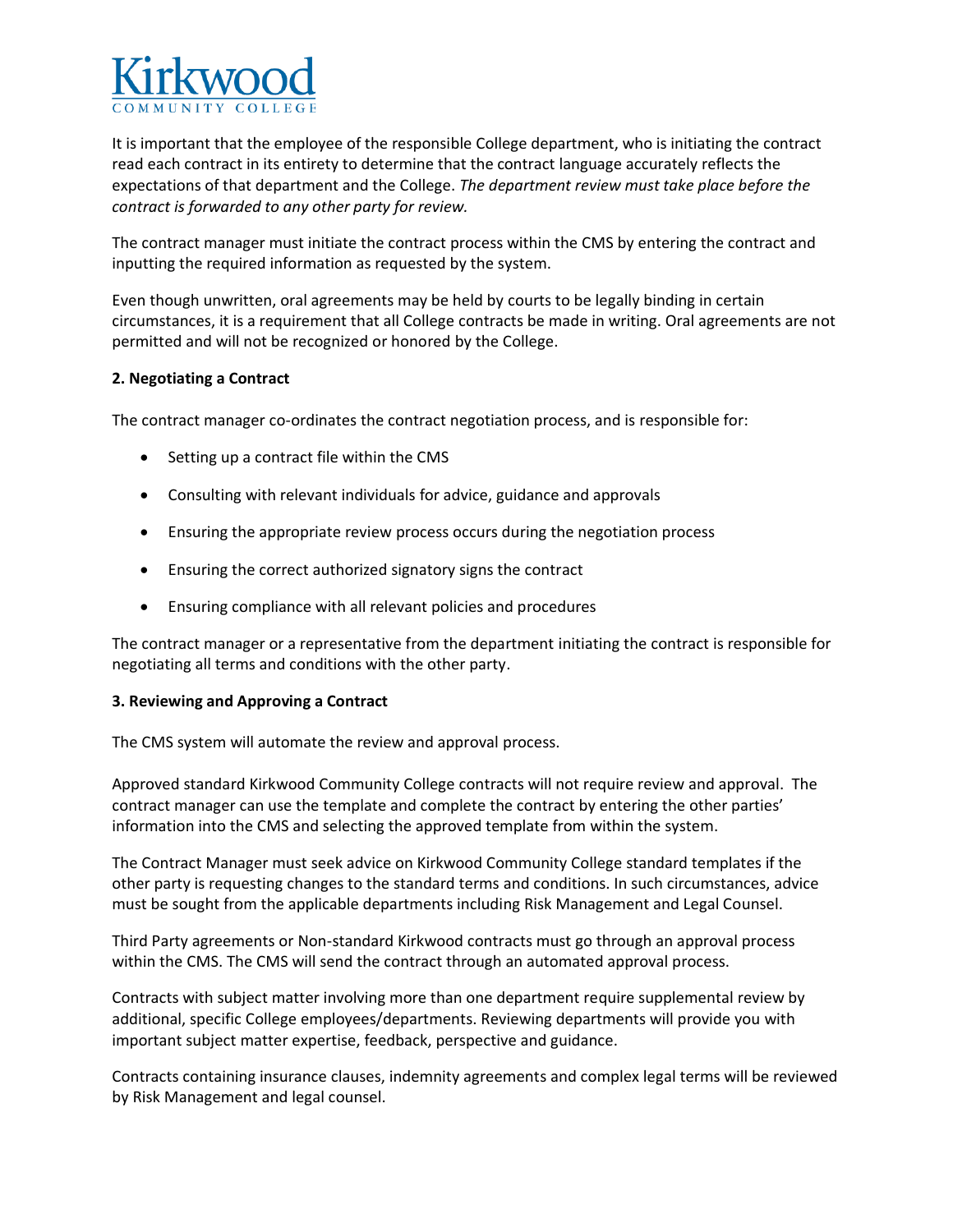It is important that the employee of the responsible College department, who is initiating the contract read each contract in its entirety to determine that the contract language accurately reflects the expectations of that department and the College. *The department review must take place before the contract is forwarded to any other party for review.*

The contract manager must initiate the contract process within the CMS by entering the contract and inputting the required information as requested by the system.

Even though unwritten, oral agreements may be held by courts to be legally binding in certain circumstances, it is a requirement that all College contracts be made in writing. Oral agreements are not permitted and will not be recognized or honored by the College.

**2. Negotiating a Contract**

The contract manager co-ordinates the contract negotiation process, and is responsible for:

- Setting up a contract file within the CMS
- Consulting with relevant individuals for advice, guidance and approvals
- Ensuring the appropriate review process occurs during the negotiation process
- Ensuring the correct authorized signatory signs the contract
- Ensuring compliance with all relevant policies and procedures

The contract manager or a representative from the department initiating the contract is responsible for negotiating all terms and conditions with the other party.

**3. Reviewing and Approving a Contract**

The CMS system will automate the review and approval process.

Approved standard Kirkwood Community College contracts will not require review and approval. The contract manager can use the template and complete the contract by entering the other parties' information into the CMS and selecting the approved template from within the system.

The Contract Manager must seek advice on Kirkwood Community College standard templates if the other party is requesting changes to the standard terms and conditions. In such circumstances, advice must be sought from the applicable departments including Risk Management and Legal Counsel.

Third Party agreements or Non-standard Kirkwood contracts must go through an approval process within the CMS. The CMS will send the contract through an automated approval process.

Contracts with subject matter involving more than one department require supplemental review by additional, specific College employees/departments. Reviewing departments will provide you with important subject matter expertise, feedback, perspective and guidance.

Contracts containing insurance clauses, indemnity agreements and complex legal terms will be reviewed by Risk Management and legal counsel.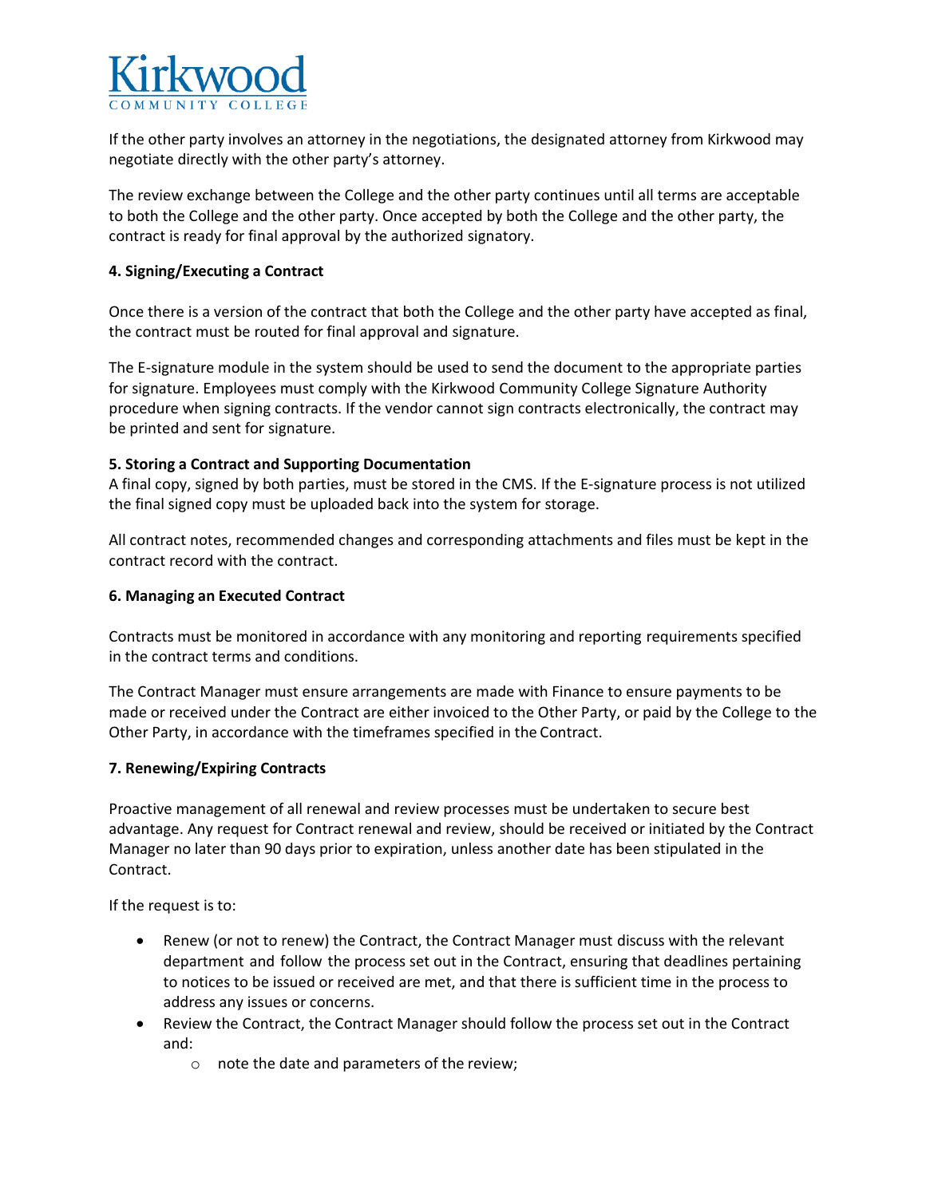If the other party involves an attorney in the negotiations, the designated attorney from Kirkwood may negotiate directly with the other party's attorney.

The review exchange between the College and the other party continues until all terms are acceptable to both the College and the other party. Once accepted by both the College and the other party, the contract is ready for final approval by the authorized signatory.

**4. Signing/Executing a Contract**

Once there is a version of the contract that both the College and the other party have accepted as final, the contract must be routed for final approval and signature.

The E-signature module in the system should be used to send the document to the appropriate parties for signature. Employees must comply with the Kirkwood Community College Signature Authority procedure when signing contracts. If the vendor cannot sign contracts electronically, the contract may be printed and sent for signature.

**5. Storing a Contract and Supporting Documentation**

A final copy, signed by both parties, must be stored in the CMS. If the E-signature process is not utilized the final signed copy must be uploaded back into the system for storage.

All contract notes, recommended changes and corresponding attachments and files must be kept in the contract record with the contract.

**6. Managing an Executed Contract**

Contracts must be monitored in accordance with any monitoring and reporting requirements specified in the contract terms and conditions.

The Contract Manager must ensure arrangements are made with Finance to ensure payments to be made or received under the Contract are either invoiced to the Other Party, or paid by the College to the Other Party, in accordance with the timeframes specified in the Contract.

**7. Renewing/Expiring Contracts**

Proactive management of all renewal and review processes must be undertaken to secure best advantage. Any request for Contract renewal and review, should be received or initiated by the Contract Manager no later than 90 days prior to expiration, unless another date has been stipulated in the Contract.

If the request is to:

- Renew (or not to renew) the Contract, the Contract Manager must discuss with the relevant department and follow the process set out in the Contract, ensuring that deadlines pertaining to notices to be issued or received are met, and that there is sufficient time in the process to address any issues or concerns.
- Review the Contract, the Contract Manager should follow the process set out in the Contract and:
  - note the date and parameters of the review;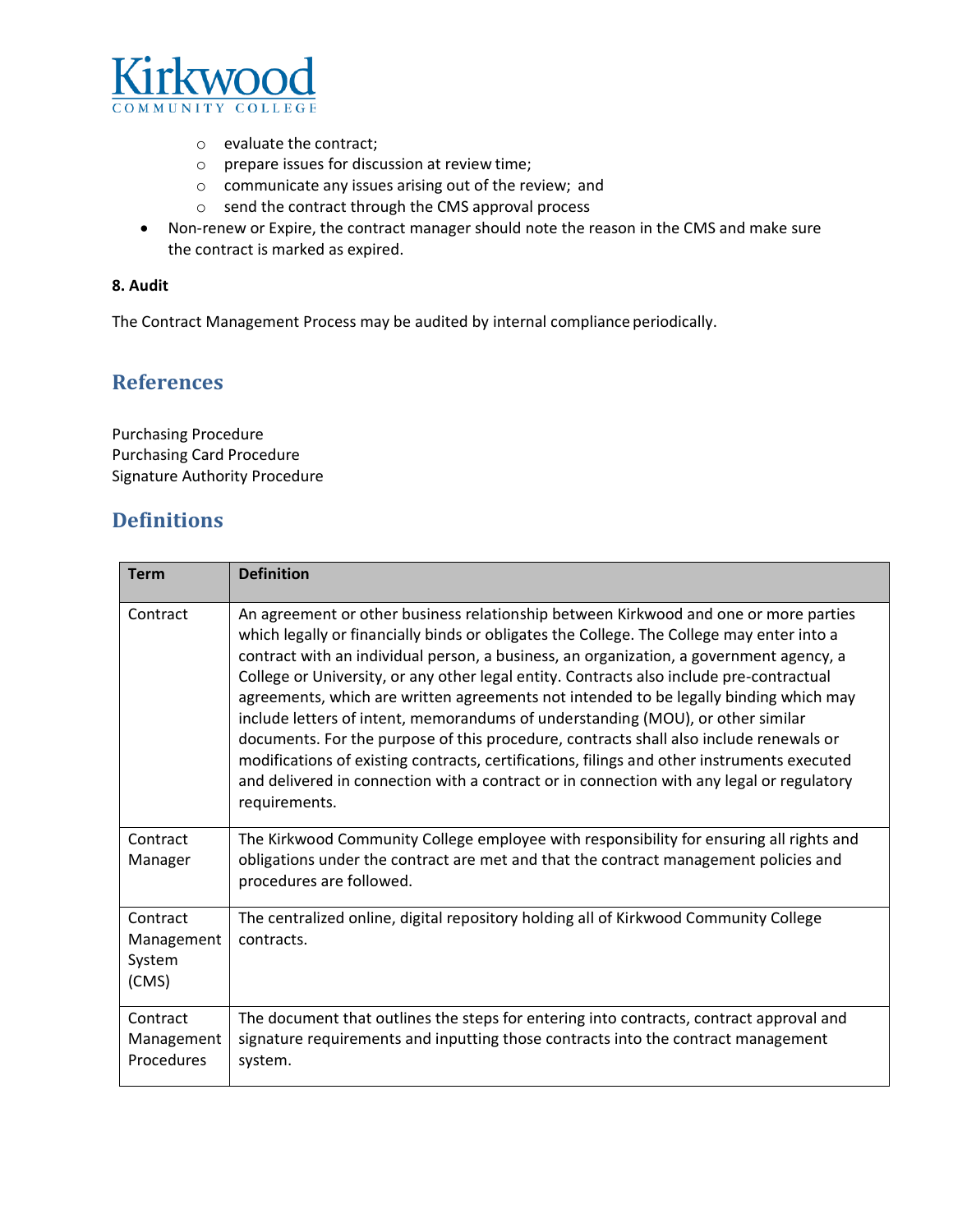- evaluate the contract;
  - prepare issues for discussion at review time;
  - communicate any issues arising out of the review; and
  - send the contract through the CMS approval process
- Non-renew or Expire, the contract manager should note the reason in the CMS and make sure the contract is marked as expired.

**8. Audit**

The Contract Management Process may be audited by internal compliance periodically.

## References

Purchasing Procedure
Purchasing Card Procedure
Signature Authority Procedure

## Definitions

| Term | Definition |
|---|---|
| Contract | An agreement or other business relationship between Kirkwood and one or more parties which legally or financially binds or obligates the College. The College may enter into a contract with an individual person, a business, an organization, a government agency, a College or University, or any other legal entity. Contracts also include pre-contractual agreements, which are written agreements not intended to be legally binding which may include letters of intent, memorandums of understanding (MOU), or other similar documents. For the purpose of this procedure, contracts shall also include renewals or modifications of existing contracts, certifications, filings and other instruments executed and delivered in connection with a contract or in connection with any legal or regulatory requirements. |
| Contract Manager | The Kirkwood Community College employee with responsibility for ensuring all rights and obligations under the contract are met and that the contract management policies and procedures are followed. |
| Contract Management System (CMS) | The centralized online, digital repository holding all of Kirkwood Community College contracts. |
| Contract Management Procedures | The document that outlines the steps for entering into contracts, contract approval and signature requirements and inputting those contracts into the contract management system. |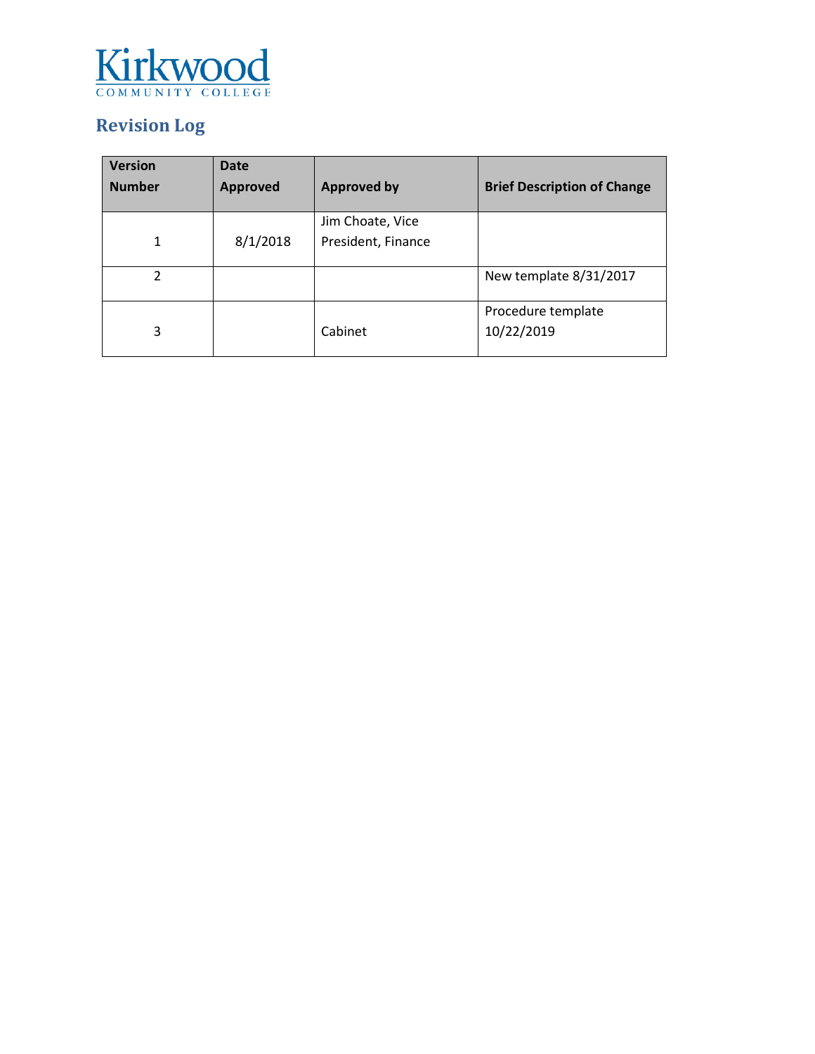Kirkwood
COMMUNITY COLLEGE

## Revision Log

| Version Number | Date Approved | Approved by | Brief Description of Change |
|---|---|---|---|
| 1 | 8/1/2018 | Jim Choate, Vice President, Finance | |
| 2 | | | New template 8/31/2017 |
| 3 | | Cabinet | Procedure template 10/22/2019 |